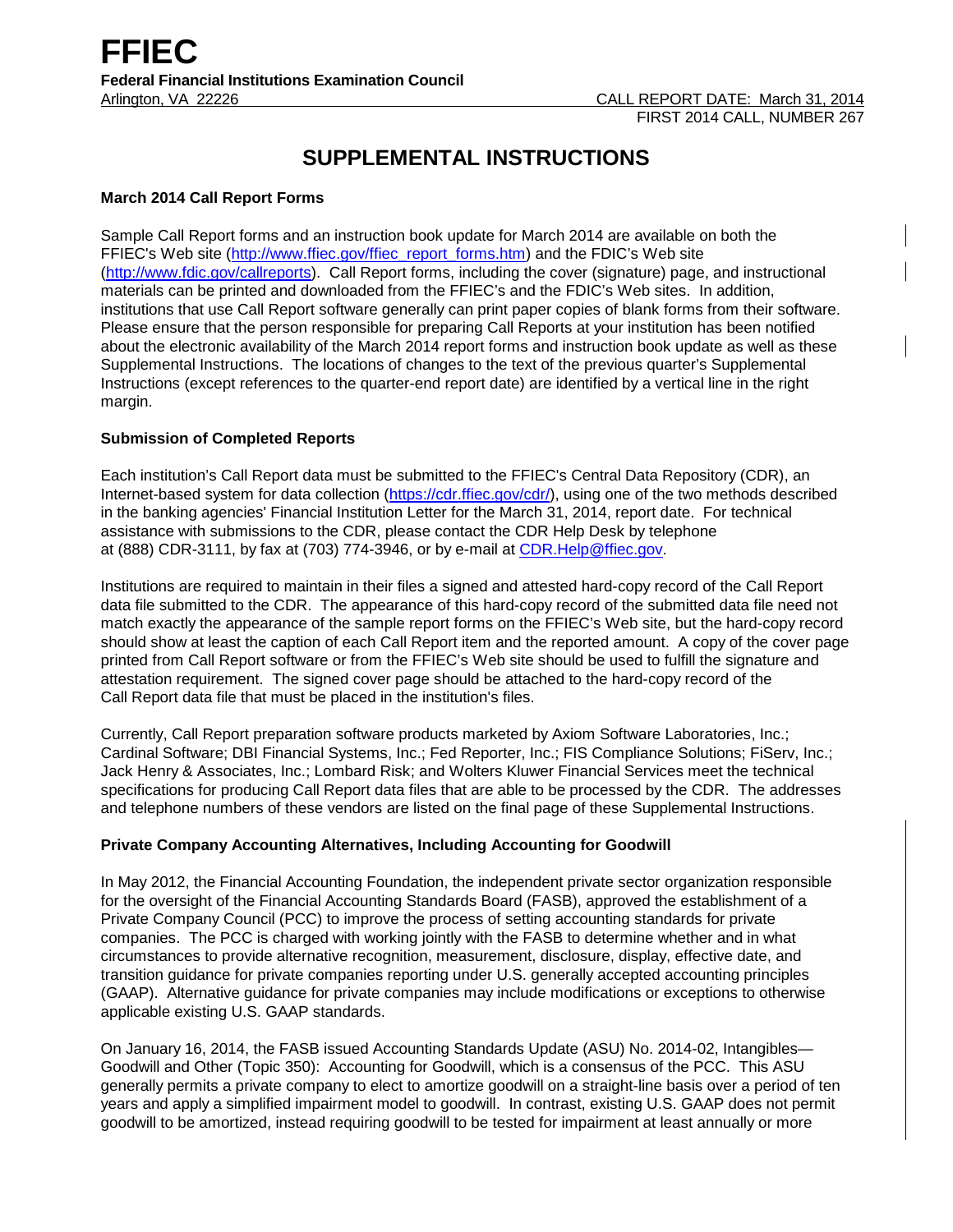# FFIEC

**Federal Financial Institutions Examination Council**

Arlington, VA 22226

CALL REPORT DATE: March 31, 2014

FIRST 2014 CALL, NUMBER 267

## SUPPLEMENTAL INSTRUCTIONS

### March 2014 Call Report Forms

Sample Call Report forms and an instruction book update for March 2014 are available on both the FFIEC's Web site (http://www.ffiec.gov/ffiec_report_forms.htm) and the FDIC's Web site (http://www.fdic.gov/callreports). Call Report forms, including the cover (signature) page, and instructional materials can be printed and downloaded from the FFIEC's and the FDIC's Web sites. In addition, institutions that use Call Report software generally can print paper copies of blank forms from their software. Please ensure that the person responsible for preparing Call Reports at your institution has been notified about the electronic availability of the March 2014 report forms and instruction book update as well as these Supplemental Instructions. The locations of changes to the text of the previous quarter's Supplemental Instructions (except references to the quarter-end report date) are identified by a vertical line in the right margin.

### Submission of Completed Reports

Each institution's Call Report data must be submitted to the FFIEC's Central Data Repository (CDR), an Internet-based system for data collection (https://cdr.ffiec.gov/cdr/), using one of the two methods described in the banking agencies' Financial Institution Letter for the March 31, 2014, report date. For technical assistance with submissions to the CDR, please contact the CDR Help Desk by telephone at (888) CDR-3111, by fax at (703) 774-3946, or by e-mail at CDR.Help@ffiec.gov.

Institutions are required to maintain in their files a signed and attested hard-copy record of the Call Report data file submitted to the CDR. The appearance of this hard-copy record of the submitted data file need not match exactly the appearance of the sample report forms on the FFIEC's Web site, but the hard-copy record should show at least the caption of each Call Report item and the reported amount. A copy of the cover page printed from Call Report software or from the FFIEC's Web site should be used to fulfill the signature and attestation requirement. The signed cover page should be attached to the hard-copy record of the Call Report data file that must be placed in the institution's files.

Currently, Call Report preparation software products marketed by Axiom Software Laboratories, Inc.; Cardinal Software; DBI Financial Systems, Inc.; Fed Reporter, Inc.; FIS Compliance Solutions; FiServ, Inc.; Jack Henry & Associates, Inc.; Lombard Risk; and Wolters Kluwer Financial Services meet the technical specifications for producing Call Report data files that are able to be processed by the CDR. The addresses and telephone numbers of these vendors are listed on the final page of these Supplemental Instructions.

### Private Company Accounting Alternatives, Including Accounting for Goodwill

In May 2012, the Financial Accounting Foundation, the independent private sector organization responsible for the oversight of the Financial Accounting Standards Board (FASB), approved the establishment of a Private Company Council (PCC) to improve the process of setting accounting standards for private companies. The PCC is charged with working jointly with the FASB to determine whether and in what circumstances to provide alternative recognition, measurement, disclosure, display, effective date, and transition guidance for private companies reporting under U.S. generally accepted accounting principles (GAAP). Alternative guidance for private companies may include modifications or exceptions to otherwise applicable existing U.S. GAAP standards.

On January 16, 2014, the FASB issued Accounting Standards Update (ASU) No. 2014-02, Intangibles—Goodwill and Other (Topic 350): Accounting for Goodwill, which is a consensus of the PCC. This ASU generally permits a private company to elect to amortize goodwill on a straight-line basis over a period of ten years and apply a simplified impairment model to goodwill. In contrast, existing U.S. GAAP does not permit goodwill to be amortized, instead requiring goodwill to be tested for impairment at least annually or more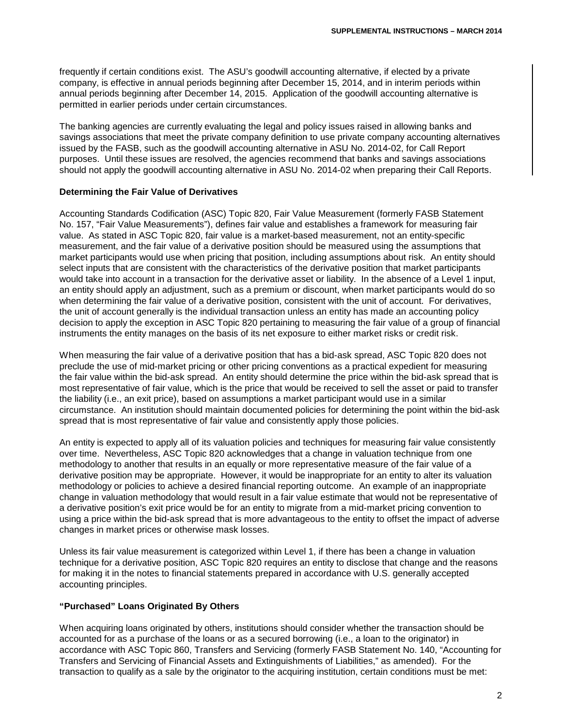frequently if certain conditions exist. The ASU's goodwill accounting alternative, if elected by a private company, is effective in annual periods beginning after December 15, 2014, and in interim periods within annual periods beginning after December 14, 2015. Application of the goodwill accounting alternative is permitted in earlier periods under certain circumstances.

The banking agencies are currently evaluating the legal and policy issues raised in allowing banks and savings associations that meet the private company definition to use private company accounting alternatives issued by the FASB, such as the goodwill accounting alternative in ASU No. 2014-02, for Call Report purposes. Until these issues are resolved, the agencies recommend that banks and savings associations should not apply the goodwill accounting alternative in ASU No. 2014-02 when preparing their Call Reports.

**Determining the Fair Value of Derivatives**

Accounting Standards Codification (ASC) Topic 820, Fair Value Measurement (formerly FASB Statement No. 157, "Fair Value Measurements"), defines fair value and establishes a framework for measuring fair value. As stated in ASC Topic 820, fair value is a market-based measurement, not an entity-specific measurement, and the fair value of a derivative position should be measured using the assumptions that market participants would use when pricing that position, including assumptions about risk. An entity should select inputs that are consistent with the characteristics of the derivative position that market participants would take into account in a transaction for the derivative asset or liability. In the absence of a Level 1 input, an entity should apply an adjustment, such as a premium or discount, when market participants would do so when determining the fair value of a derivative position, consistent with the unit of account. For derivatives, the unit of account generally is the individual transaction unless an entity has made an accounting policy decision to apply the exception in ASC Topic 820 pertaining to measuring the fair value of a group of financial instruments the entity manages on the basis of its net exposure to either market risks or credit risk.

When measuring the fair value of a derivative position that has a bid-ask spread, ASC Topic 820 does not preclude the use of mid-market pricing or other pricing conventions as a practical expedient for measuring the fair value within the bid-ask spread. An entity should determine the price within the bid-ask spread that is most representative of fair value, which is the price that would be received to sell the asset or paid to transfer the liability (i.e., an exit price), based on assumptions a market participant would use in a similar circumstance. An institution should maintain documented policies for determining the point within the bid-ask spread that is most representative of fair value and consistently apply those policies.

An entity is expected to apply all of its valuation policies and techniques for measuring fair value consistently over time. Nevertheless, ASC Topic 820 acknowledges that a change in valuation technique from one methodology to another that results in an equally or more representative measure of the fair value of a derivative position may be appropriate. However, it would be inappropriate for an entity to alter its valuation methodology or policies to achieve a desired financial reporting outcome. An example of an inappropriate change in valuation methodology that would result in a fair value estimate that would not be representative of a derivative position's exit price would be for an entity to migrate from a mid-market pricing convention to using a price within the bid-ask spread that is more advantageous to the entity to offset the impact of adverse changes in market prices or otherwise mask losses.

Unless its fair value measurement is categorized within Level 1, if there has been a change in valuation technique for a derivative position, ASC Topic 820 requires an entity to disclose that change and the reasons for making it in the notes to financial statements prepared in accordance with U.S. generally accepted accounting principles.

**"Purchased" Loans Originated By Others**

When acquiring loans originated by others, institutions should consider whether the transaction should be accounted for as a purchase of the loans or as a secured borrowing (i.e., a loan to the originator) in accordance with ASC Topic 860, Transfers and Servicing (formerly FASB Statement No. 140, "Accounting for Transfers and Servicing of Financial Assets and Extinguishments of Liabilities," as amended). For the transaction to qualify as a sale by the originator to the acquiring institution, certain conditions must be met: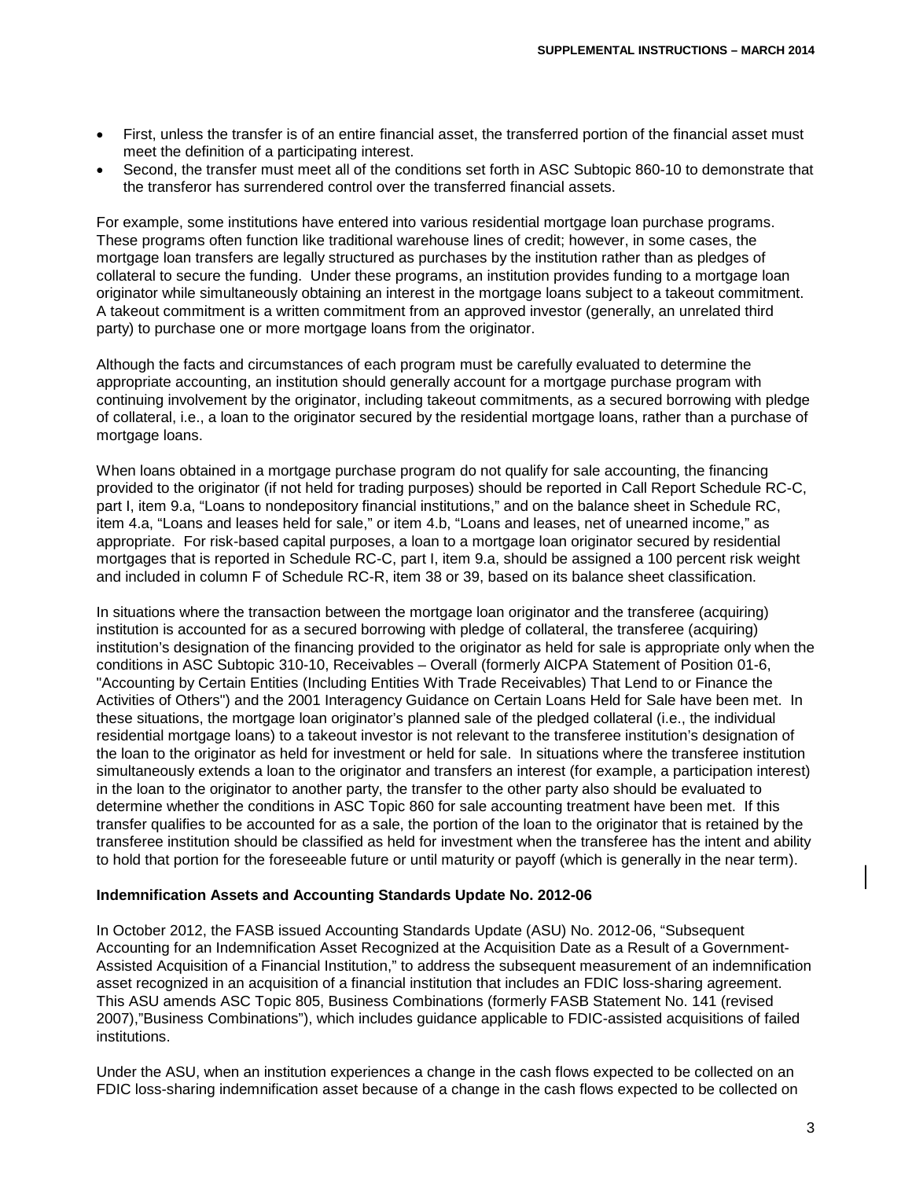- First, unless the transfer is of an entire financial asset, the transferred portion of the financial asset must meet the definition of a participating interest.
- Second, the transfer must meet all of the conditions set forth in ASC Subtopic 860-10 to demonstrate that the transferor has surrendered control over the transferred financial assets.

For example, some institutions have entered into various residential mortgage loan purchase programs. These programs often function like traditional warehouse lines of credit; however, in some cases, the mortgage loan transfers are legally structured as purchases by the institution rather than as pledges of collateral to secure the funding. Under these programs, an institution provides funding to a mortgage loan originator while simultaneously obtaining an interest in the mortgage loans subject to a takeout commitment. A takeout commitment is a written commitment from an approved investor (generally, an unrelated third party) to purchase one or more mortgage loans from the originator.

Although the facts and circumstances of each program must be carefully evaluated to determine the appropriate accounting, an institution should generally account for a mortgage purchase program with continuing involvement by the originator, including takeout commitments, as a secured borrowing with pledge of collateral, i.e., a loan to the originator secured by the residential mortgage loans, rather than a purchase of mortgage loans.

When loans obtained in a mortgage purchase program do not qualify for sale accounting, the financing provided to the originator (if not held for trading purposes) should be reported in Call Report Schedule RC-C, part I, item 9.a, "Loans to nondepository financial institutions," and on the balance sheet in Schedule RC, item 4.a, "Loans and leases held for sale," or item 4.b, "Loans and leases, net of unearned income," as appropriate. For risk-based capital purposes, a loan to a mortgage loan originator secured by residential mortgages that is reported in Schedule RC-C, part I, item 9.a, should be assigned a 100 percent risk weight and included in column F of Schedule RC-R, item 38 or 39, based on its balance sheet classification.

In situations where the transaction between the mortgage loan originator and the transferee (acquiring) institution is accounted for as a secured borrowing with pledge of collateral, the transferee (acquiring) institution's designation of the financing provided to the originator as held for sale is appropriate only when the conditions in ASC Subtopic 310-10, Receivables – Overall (formerly AICPA Statement of Position 01-6, "Accounting by Certain Entities (Including Entities With Trade Receivables) That Lend to or Finance the Activities of Others") and the 2001 Interagency Guidance on Certain Loans Held for Sale have been met. In these situations, the mortgage loan originator's planned sale of the pledged collateral (i.e., the individual residential mortgage loans) to a takeout investor is not relevant to the transferee institution's designation of the loan to the originator as held for investment or held for sale. In situations where the transferee institution simultaneously extends a loan to the originator and transfers an interest (for example, a participation interest) in the loan to the originator to another party, the transfer to the other party also should be evaluated to determine whether the conditions in ASC Topic 860 for sale accounting treatment have been met. If this transfer qualifies to be accounted for as a sale, the portion of the loan to the originator that is retained by the transferee institution should be classified as held for investment when the transferee has the intent and ability to hold that portion for the foreseeable future or until maturity or payoff (which is generally in the near term).

**Indemnification Assets and Accounting Standards Update No. 2012-06**

In October 2012, the FASB issued Accounting Standards Update (ASU) No. 2012-06, "Subsequent Accounting for an Indemnification Asset Recognized at the Acquisition Date as a Result of a Government-Assisted Acquisition of a Financial Institution," to address the subsequent measurement of an indemnification asset recognized in an acquisition of a financial institution that includes an FDIC loss-sharing agreement. This ASU amends ASC Topic 805, Business Combinations (formerly FASB Statement No. 141 (revised 2007),"Business Combinations"), which includes guidance applicable to FDIC-assisted acquisitions of failed institutions.

Under the ASU, when an institution experiences a change in the cash flows expected to be collected on an FDIC loss-sharing indemnification asset because of a change in the cash flows expected to be collected on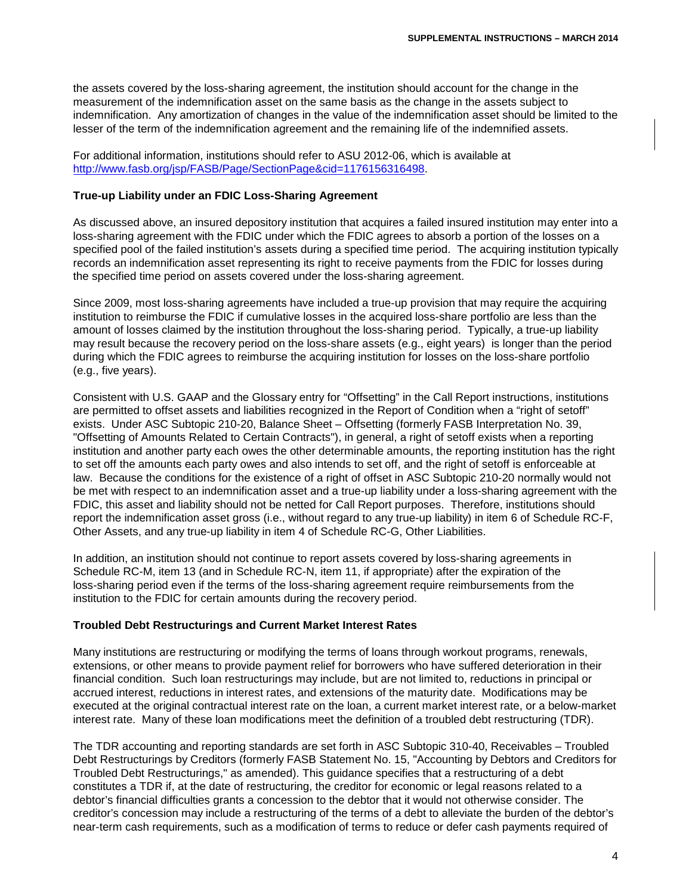the assets covered by the loss-sharing agreement, the institution should account for the change in the measurement of the indemnification asset on the same basis as the change in the assets subject to indemnification. Any amortization of changes in the value of the indemnification asset should be limited to the lesser of the term of the indemnification agreement and the remaining life of the indemnified assets.

For additional information, institutions should refer to ASU 2012-06, which is available at http://www.fasb.org/jsp/FASB/Page/SectionPage&cid=1176156316498.

**True-up Liability under an FDIC Loss-Sharing Agreement**

As discussed above, an insured depository institution that acquires a failed insured institution may enter into a loss-sharing agreement with the FDIC under which the FDIC agrees to absorb a portion of the losses on a specified pool of the failed institution's assets during a specified time period. The acquiring institution typically records an indemnification asset representing its right to receive payments from the FDIC for losses during the specified time period on assets covered under the loss-sharing agreement.

Since 2009, most loss-sharing agreements have included a true-up provision that may require the acquiring institution to reimburse the FDIC if cumulative losses in the acquired loss-share portfolio are less than the amount of losses claimed by the institution throughout the loss-sharing period. Typically, a true-up liability may result because the recovery period on the loss-share assets (e.g., eight years) is longer than the period during which the FDIC agrees to reimburse the acquiring institution for losses on the loss-share portfolio (e.g., five years).

Consistent with U.S. GAAP and the Glossary entry for "Offsetting" in the Call Report instructions, institutions are permitted to offset assets and liabilities recognized in the Report of Condition when a "right of setoff" exists. Under ASC Subtopic 210-20, Balance Sheet – Offsetting (formerly FASB Interpretation No. 39, "Offsetting of Amounts Related to Certain Contracts"), in general, a right of setoff exists when a reporting institution and another party each owes the other determinable amounts, the reporting institution has the right to set off the amounts each party owes and also intends to set off, and the right of setoff is enforceable at law. Because the conditions for the existence of a right of offset in ASC Subtopic 210-20 normally would not be met with respect to an indemnification asset and a true-up liability under a loss-sharing agreement with the FDIC, this asset and liability should not be netted for Call Report purposes. Therefore, institutions should report the indemnification asset gross (i.e., without regard to any true-up liability) in item 6 of Schedule RC-F, Other Assets, and any true-up liability in item 4 of Schedule RC-G, Other Liabilities.

In addition, an institution should not continue to report assets covered by loss-sharing agreements in Schedule RC-M, item 13 (and in Schedule RC-N, item 11, if appropriate) after the expiration of the loss-sharing period even if the terms of the loss-sharing agreement require reimbursements from the institution to the FDIC for certain amounts during the recovery period.

**Troubled Debt Restructurings and Current Market Interest Rates**

Many institutions are restructuring or modifying the terms of loans through workout programs, renewals, extensions, or other means to provide payment relief for borrowers who have suffered deterioration in their financial condition. Such loan restructurings may include, but are not limited to, reductions in principal or accrued interest, reductions in interest rates, and extensions of the maturity date. Modifications may be executed at the original contractual interest rate on the loan, a current market interest rate, or a below-market interest rate. Many of these loan modifications meet the definition of a troubled debt restructuring (TDR).

The TDR accounting and reporting standards are set forth in ASC Subtopic 310-40, Receivables – Troubled Debt Restructurings by Creditors (formerly FASB Statement No. 15, "Accounting by Debtors and Creditors for Troubled Debt Restructurings," as amended). This guidance specifies that a restructuring of a debt constitutes a TDR if, at the date of restructuring, the creditor for economic or legal reasons related to a debtor's financial difficulties grants a concession to the debtor that it would not otherwise consider. The creditor's concession may include a restructuring of the terms of a debt to alleviate the burden of the debtor's near-term cash requirements, such as a modification of terms to reduce or defer cash payments required of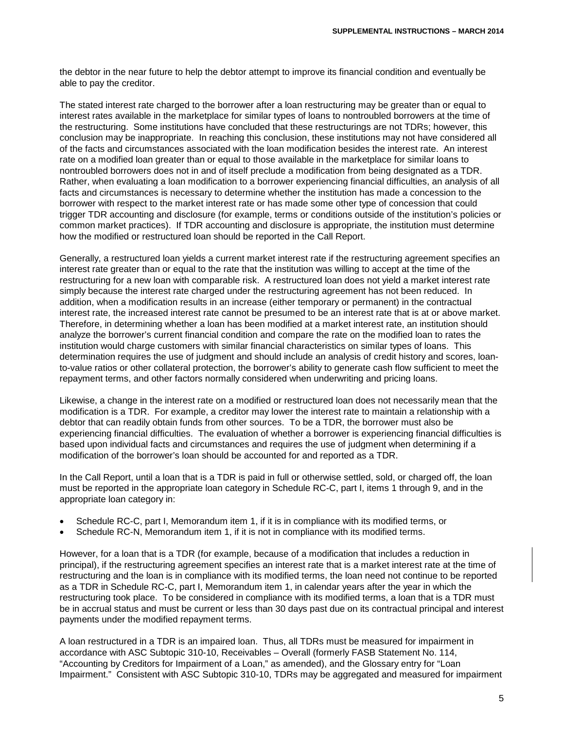the debtor in the near future to help the debtor attempt to improve its financial condition and eventually be able to pay the creditor.

The stated interest rate charged to the borrower after a loan restructuring may be greater than or equal to interest rates available in the marketplace for similar types of loans to nontroubled borrowers at the time of the restructuring. Some institutions have concluded that these restructurings are not TDRs; however, this conclusion may be inappropriate. In reaching this conclusion, these institutions may not have considered all of the facts and circumstances associated with the loan modification besides the interest rate. An interest rate on a modified loan greater than or equal to those available in the marketplace for similar loans to nontroubled borrowers does not in and of itself preclude a modification from being designated as a TDR. Rather, when evaluating a loan modification to a borrower experiencing financial difficulties, an analysis of all facts and circumstances is necessary to determine whether the institution has made a concession to the borrower with respect to the market interest rate or has made some other type of concession that could trigger TDR accounting and disclosure (for example, terms or conditions outside of the institution's policies or common market practices). If TDR accounting and disclosure is appropriate, the institution must determine how the modified or restructured loan should be reported in the Call Report.

Generally, a restructured loan yields a current market interest rate if the restructuring agreement specifies an interest rate greater than or equal to the rate that the institution was willing to accept at the time of the restructuring for a new loan with comparable risk. A restructured loan does not yield a market interest rate simply because the interest rate charged under the restructuring agreement has not been reduced. In addition, when a modification results in an increase (either temporary or permanent) in the contractual interest rate, the increased interest rate cannot be presumed to be an interest rate that is at or above market. Therefore, in determining whether a loan has been modified at a market interest rate, an institution should analyze the borrower's current financial condition and compare the rate on the modified loan to rates the institution would charge customers with similar financial characteristics on similar types of loans. This determination requires the use of judgment and should include an analysis of credit history and scores, loan-to-value ratios or other collateral protection, the borrower's ability to generate cash flow sufficient to meet the repayment terms, and other factors normally considered when underwriting and pricing loans.

Likewise, a change in the interest rate on a modified or restructured loan does not necessarily mean that the modification is a TDR. For example, a creditor may lower the interest rate to maintain a relationship with a debtor that can readily obtain funds from other sources. To be a TDR, the borrower must also be experiencing financial difficulties. The evaluation of whether a borrower is experiencing financial difficulties is based upon individual facts and circumstances and requires the use of judgment when determining if a modification of the borrower's loan should be accounted for and reported as a TDR.

In the Call Report, until a loan that is a TDR is paid in full or otherwise settled, sold, or charged off, the loan must be reported in the appropriate loan category in Schedule RC-C, part I, items 1 through 9, and in the appropriate loan category in:

- Schedule RC-C, part I, Memorandum item 1, if it is in compliance with its modified terms, or
- Schedule RC-N, Memorandum item 1, if it is not in compliance with its modified terms.

However, for a loan that is a TDR (for example, because of a modification that includes a reduction in principal), if the restructuring agreement specifies an interest rate that is a market interest rate at the time of restructuring and the loan is in compliance with its modified terms, the loan need not continue to be reported as a TDR in Schedule RC-C, part I, Memorandum item 1, in calendar years after the year in which the restructuring took place. To be considered in compliance with its modified terms, a loan that is a TDR must be in accrual status and must be current or less than 30 days past due on its contractual principal and interest payments under the modified repayment terms.

A loan restructured in a TDR is an impaired loan. Thus, all TDRs must be measured for impairment in accordance with ASC Subtopic 310-10, Receivables – Overall (formerly FASB Statement No. 114, "Accounting by Creditors for Impairment of a Loan," as amended), and the Glossary entry for "Loan Impairment." Consistent with ASC Subtopic 310-10, TDRs may be aggregated and measured for impairment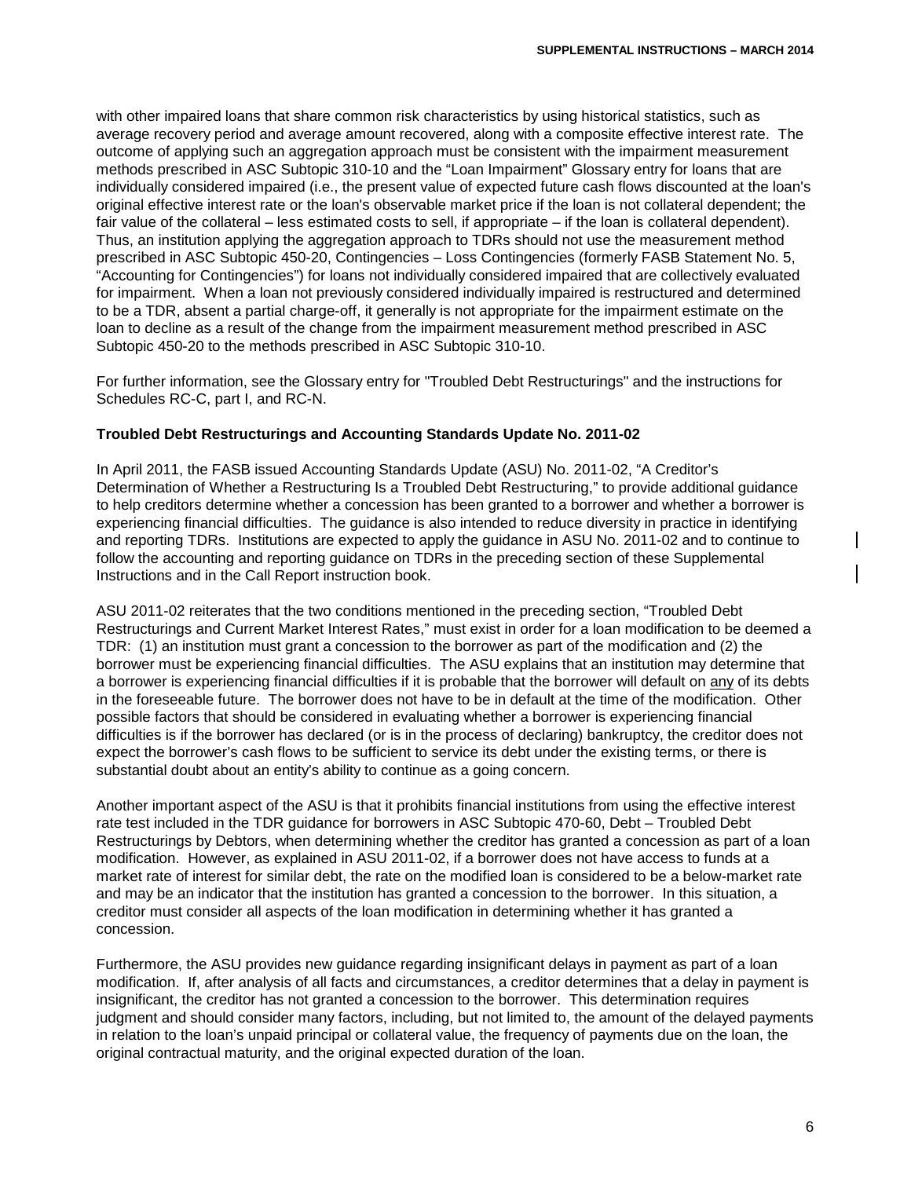with other impaired loans that share common risk characteristics by using historical statistics, such as average recovery period and average amount recovered, along with a composite effective interest rate. The outcome of applying such an aggregation approach must be consistent with the impairment measurement methods prescribed in ASC Subtopic 310-10 and the "Loan Impairment" Glossary entry for loans that are individually considered impaired (i.e., the present value of expected future cash flows discounted at the loan's original effective interest rate or the loan's observable market price if the loan is not collateral dependent; the fair value of the collateral – less estimated costs to sell, if appropriate – if the loan is collateral dependent). Thus, an institution applying the aggregation approach to TDRs should not use the measurement method prescribed in ASC Subtopic 450-20, Contingencies – Loss Contingencies (formerly FASB Statement No. 5, "Accounting for Contingencies") for loans not individually considered impaired that are collectively evaluated for impairment. When a loan not previously considered individually impaired is restructured and determined to be a TDR, absent a partial charge-off, it generally is not appropriate for the impairment estimate on the loan to decline as a result of the change from the impairment measurement method prescribed in ASC Subtopic 450-20 to the methods prescribed in ASC Subtopic 310-10.

For further information, see the Glossary entry for "Troubled Debt Restructurings" and the instructions for Schedules RC-C, part I, and RC-N.

**Troubled Debt Restructurings and Accounting Standards Update No. 2011-02**

In April 2011, the FASB issued Accounting Standards Update (ASU) No. 2011-02, "A Creditor's Determination of Whether a Restructuring Is a Troubled Debt Restructuring," to provide additional guidance to help creditors determine whether a concession has been granted to a borrower and whether a borrower is experiencing financial difficulties. The guidance is also intended to reduce diversity in practice in identifying and reporting TDRs. Institutions are expected to apply the guidance in ASU No. 2011-02 and to continue to follow the accounting and reporting guidance on TDRs in the preceding section of these Supplemental Instructions and in the Call Report instruction book.

ASU 2011-02 reiterates that the two conditions mentioned in the preceding section, "Troubled Debt Restructurings and Current Market Interest Rates," must exist in order for a loan modification to be deemed a TDR: (1) an institution must grant a concession to the borrower as part of the modification and (2) the borrower must be experiencing financial difficulties. The ASU explains that an institution may determine that a borrower is experiencing financial difficulties if it is probable that the borrower will default on <u>any</u> of its debts in the foreseeable future. The borrower does not have to be in default at the time of the modification. Other possible factors that should be considered in evaluating whether a borrower is experiencing financial difficulties is if the borrower has declared (or is in the process of declaring) bankruptcy, the creditor does not expect the borrower's cash flows to be sufficient to service its debt under the existing terms, or there is substantial doubt about an entity's ability to continue as a going concern.

Another important aspect of the ASU is that it prohibits financial institutions from using the effective interest rate test included in the TDR guidance for borrowers in ASC Subtopic 470-60, Debt – Troubled Debt Restructurings by Debtors, when determining whether the creditor has granted a concession as part of a loan modification. However, as explained in ASU 2011-02, if a borrower does not have access to funds at a market rate of interest for similar debt, the rate on the modified loan is considered to be a below-market rate and may be an indicator that the institution has granted a concession to the borrower. In this situation, a creditor must consider all aspects of the loan modification in determining whether it has granted a concession.

Furthermore, the ASU provides new guidance regarding insignificant delays in payment as part of a loan modification. If, after analysis of all facts and circumstances, a creditor determines that a delay in payment is insignificant, the creditor has not granted a concession to the borrower. This determination requires judgment and should consider many factors, including, but not limited to, the amount of the delayed payments in relation to the loan's unpaid principal or collateral value, the frequency of payments due on the loan, the original contractual maturity, and the original expected duration of the loan.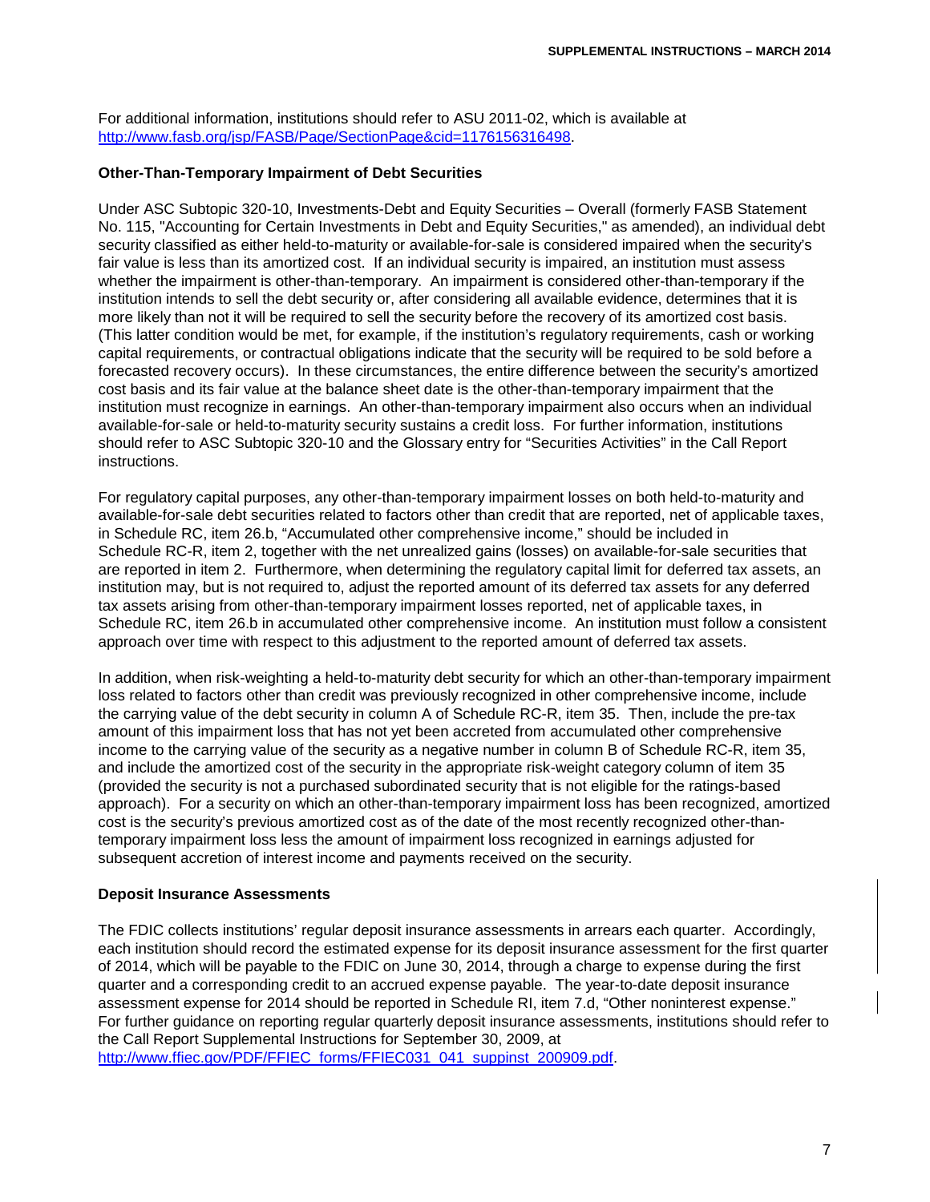For additional information, institutions should refer to ASU 2011-02, which is available at [http://www.fasb.org/jsp/FASB/Page/SectionPage&cid=1176156316498](http://www.fasb.org/jsp/FASB/Page/SectionPage&cid=1176156316498).

**Other-Than-Temporary Impairment of Debt Securities**

Under ASC Subtopic 320-10, Investments-Debt and Equity Securities – Overall (formerly FASB Statement No. 115, "Accounting for Certain Investments in Debt and Equity Securities," as amended), an individual debt security classified as either held-to-maturity or available-for-sale is considered impaired when the security's fair value is less than its amortized cost. If an individual security is impaired, an institution must assess whether the impairment is other-than-temporary. An impairment is considered other-than-temporary if the institution intends to sell the debt security or, after considering all available evidence, determines that it is more likely than not it will be required to sell the security before the recovery of its amortized cost basis. (This latter condition would be met, for example, if the institution's regulatory requirements, cash or working capital requirements, or contractual obligations indicate that the security will be required to be sold before a forecasted recovery occurs). In these circumstances, the entire difference between the security's amortized cost basis and its fair value at the balance sheet date is the other-than-temporary impairment that the institution must recognize in earnings. An other-than-temporary impairment also occurs when an individual available-for-sale or held-to-maturity security sustains a credit loss. For further information, institutions should refer to ASC Subtopic 320-10 and the Glossary entry for "Securities Activities" in the Call Report instructions.

For regulatory capital purposes, any other-than-temporary impairment losses on both held-to-maturity and available-for-sale debt securities related to factors other than credit that are reported, net of applicable taxes, in Schedule RC, item 26.b, "Accumulated other comprehensive income," should be included in Schedule RC-R, item 2, together with the net unrealized gains (losses) on available-for-sale securities that are reported in item 2. Furthermore, when determining the regulatory capital limit for deferred tax assets, an institution may, but is not required to, adjust the reported amount of its deferred tax assets for any deferred tax assets arising from other-than-temporary impairment losses reported, net of applicable taxes, in Schedule RC, item 26.b in accumulated other comprehensive income. An institution must follow a consistent approach over time with respect to this adjustment to the reported amount of deferred tax assets.

In addition, when risk-weighting a held-to-maturity debt security for which an other-than-temporary impairment loss related to factors other than credit was previously recognized in other comprehensive income, include the carrying value of the debt security in column A of Schedule RC-R, item 35. Then, include the pre-tax amount of this impairment loss that has not yet been accreted from accumulated other comprehensive income to the carrying value of the security as a negative number in column B of Schedule RC-R, item 35, and include the amortized cost of the security in the appropriate risk-weight category column of item 35 (provided the security is not a purchased subordinated security that is not eligible for the ratings-based approach). For a security on which an other-than-temporary impairment loss has been recognized, amortized cost is the security's previous amortized cost as of the date of the most recently recognized other-than-temporary impairment loss less the amount of impairment loss recognized in earnings adjusted for subsequent accretion of interest income and payments received on the security.

**Deposit Insurance Assessments**

The FDIC collects institutions' regular deposit insurance assessments in arrears each quarter. Accordingly, each institution should record the estimated expense for its deposit insurance assessment for the first quarter of 2014, which will be payable to the FDIC on June 30, 2014, through a charge to expense during the first quarter and a corresponding credit to an accrued expense payable. The year-to-date deposit insurance assessment expense for 2014 should be reported in Schedule RI, item 7.d, "Other noninterest expense." For further guidance on reporting regular quarterly deposit insurance assessments, institutions should refer to the Call Report Supplemental Instructions for September 30, 2009, at [http://www.ffiec.gov/PDF/FFIEC_forms/FFIEC031_041_suppinst_200909.pdf](http://www.ffiec.gov/PDF/FFIEC_forms/FFIEC031_041_suppinst_200909.pdf).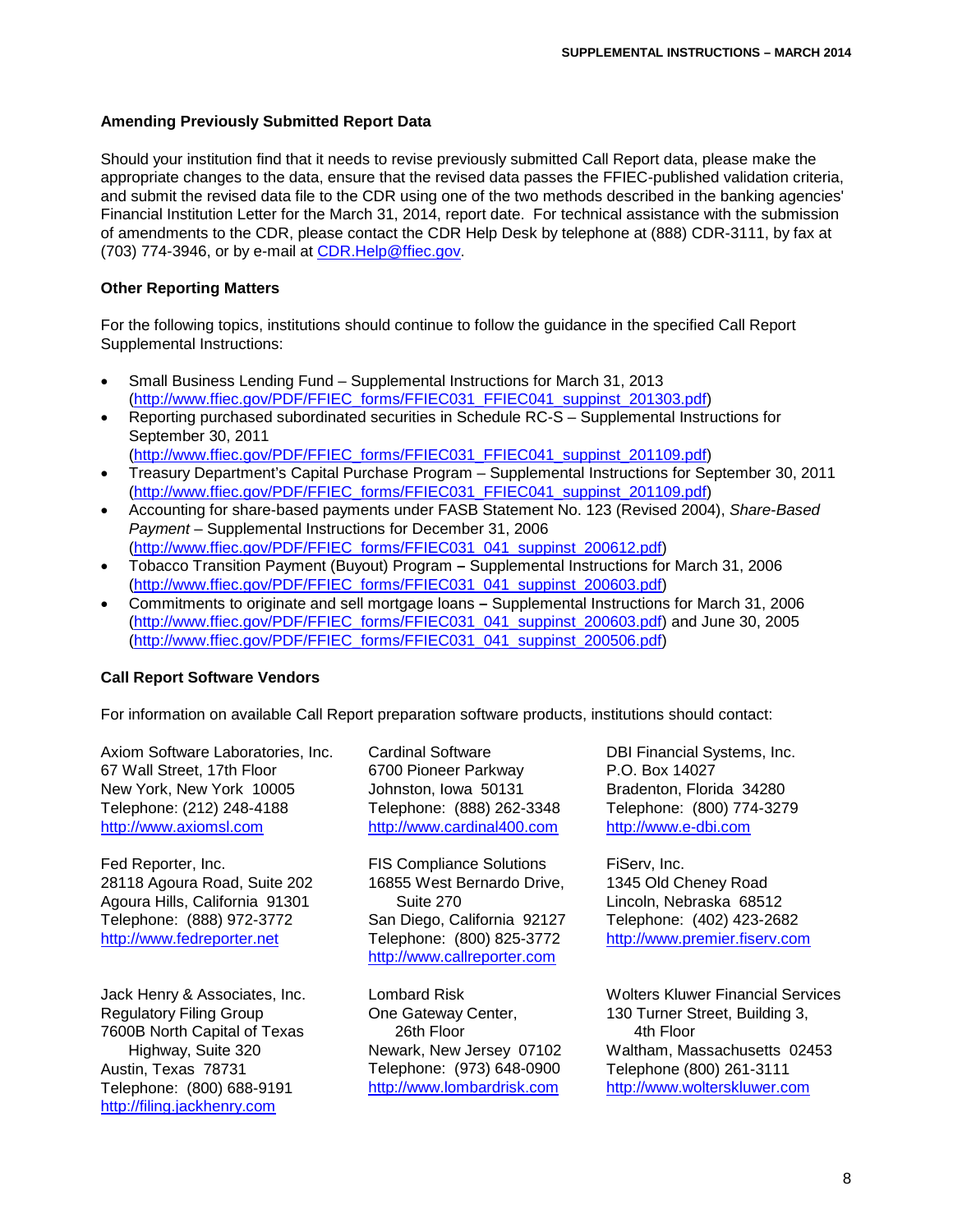**Amending Previously Submitted Report Data**

Should your institution find that it needs to revise previously submitted Call Report data, please make the appropriate changes to the data, ensure that the revised data passes the FFIEC-published validation criteria, and submit the revised data file to the CDR using one of the two methods described in the banking agencies' Financial Institution Letter for the March 31, 2014, report date. For technical assistance with the submission of amendments to the CDR, please contact the CDR Help Desk by telephone at (888) CDR-3111, by fax at (703) 774-3946, or by e-mail at CDR.Help@ffiec.gov.

**Other Reporting Matters**

For the following topics, institutions should continue to follow the guidance in the specified Call Report Supplemental Instructions:

- Small Business Lending Fund – Supplemental Instructions for March 31, 2013 (http://www.ffiec.gov/PDF/FFIEC_forms/FFIEC031_FFIEC041_suppinst_201303.pdf)
- Reporting purchased subordinated securities in Schedule RC-S – Supplemental Instructions for September 30, 2011 (http://www.ffiec.gov/PDF/FFIEC_forms/FFIEC031_FFIEC041_suppinst_201109.pdf)
- Treasury Department's Capital Purchase Program – Supplemental Instructions for September 30, 2011 (http://www.ffiec.gov/PDF/FFIEC_forms/FFIEC031_FFIEC041_suppinst_201109.pdf)
- Accounting for share-based payments under FASB Statement No. 123 (Revised 2004), *Share-Based Payment* – Supplemental Instructions for December 31, 2006 (http://www.ffiec.gov/PDF/FFIEC_forms/FFIEC031_041_suppinst_200612.pdf)
- Tobacco Transition Payment (Buyout) Program **–** Supplemental Instructions for March 31, 2006 (http://www.ffiec.gov/PDF/FFIEC_forms/FFIEC031_041_suppinst_200603.pdf)
- Commitments to originate and sell mortgage loans **–** Supplemental Instructions for March 31, 2006 (http://www.ffiec.gov/PDF/FFIEC_forms/FFIEC031_041_suppinst_200603.pdf) and June 30, 2005 (http://www.ffiec.gov/PDF/FFIEC_forms/FFIEC031_041_suppinst_200506.pdf)

**Call Report Software Vendors**

For information on available Call Report preparation software products, institutions should contact:

Axiom Software Laboratories, Inc.
67 Wall Street, 17th Floor
New York, New York 10005
Telephone: (212) 248-4188
http://www.axiomsl.com

Cardinal Software
6700 Pioneer Parkway
Johnston, Iowa 50131
Telephone: (888) 262-3348
http://www.cardinal400.com

DBI Financial Systems, Inc.
P.O. Box 14027
Bradenton, Florida 34280
Telephone: (800) 774-3279
http://www.e-dbi.com

Fed Reporter, Inc.
28118 Agoura Road, Suite 202
Agoura Hills, California 91301
Telephone: (888) 972-3772
http://www.fedreporter.net

FIS Compliance Solutions
16855 West Bernardo Drive, Suite 270
San Diego, California 92127
Telephone: (800) 825-3772
http://www.callreporter.com

FiServ, Inc.
1345 Old Cheney Road
Lincoln, Nebraska 68512
Telephone: (402) 423-2682
http://www.premier.fiserv.com

Jack Henry & Associates, Inc.
Regulatory Filing Group
7600B North Capital of Texas Highway, Suite 320
Austin, Texas 78731
Telephone: (800) 688-9191
http://filing.jackhenry.com

Lombard Risk
One Gateway Center, 26th Floor
Newark, New Jersey 07102
Telephone: (973) 648-0900
http://www.lombardrisk.com

Wolters Kluwer Financial Services
130 Turner Street, Building 3, 4th Floor
Waltham, Massachusetts 02453
Telephone (800) 261-3111
http://www.wolterskluwer.com